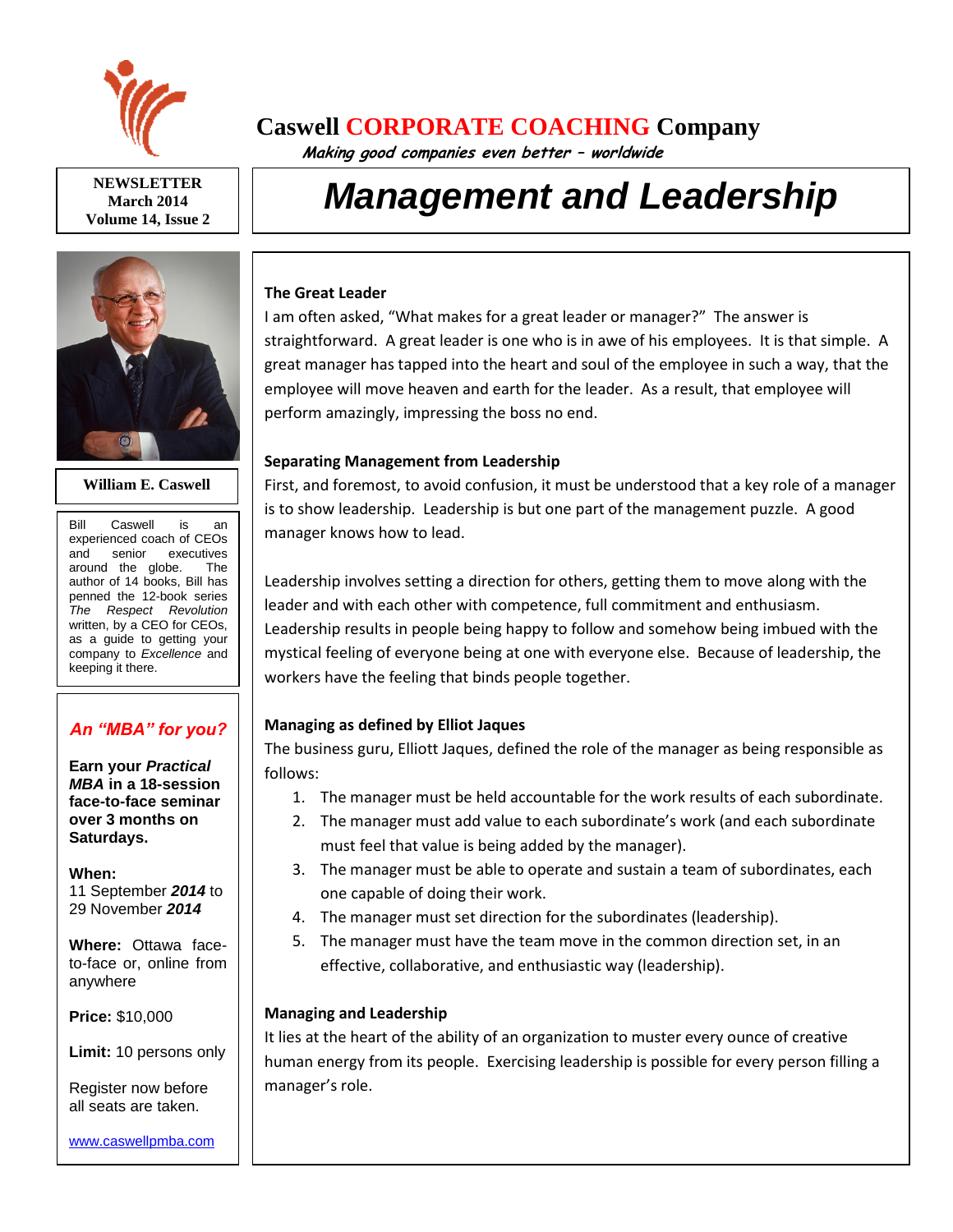# Caswell CORPORATE COACHING Company

*Making good companies even better – worldwide*

**NEWSLETTER**
**March 2014**
**Volume 14, Issue 2**

# *Management and Leadership*

**William E. Caswell**

Bill Caswell is an experienced coach of CEOs and senior executives around the globe. The author of 14 books, Bill has penned the 12-book series *The Respect Revolution* written, by a CEO for CEOs, as a guide to getting your company to *Excellence* and keeping it there.

### *An "MBA" for you?*

**Earn your *Practical MBA* in a 18-session face-to-face seminar over 3 months on Saturdays.**

**When:**
11 September ***2014*** to 29 November ***2014***

**Where:** Ottawa face-to-face or, online from anywhere

**Price:** $10,000

**Limit:** 10 persons only

Register now before all seats are taken.

www.caswellpmba.com

### The Great Leader

I am often asked, "What makes for a great leader or manager?" The answer is straightforward. A great leader is one who is in awe of his employees. It is that simple. A great manager has tapped into the heart and soul of the employee in such a way, that the employee will move heaven and earth for the leader. As a result, that employee will perform amazingly, impressing the boss no end.

### Separating Management from Leadership

First, and foremost, to avoid confusion, it must be understood that a key role of a manager is to show leadership. Leadership is but one part of the management puzzle. A good manager knows how to lead.

Leadership involves setting a direction for others, getting them to move along with the leader and with each other with competence, full commitment and enthusiasm. Leadership results in people being happy to follow and somehow being imbued with the mystical feeling of everyone being at one with everyone else. Because of leadership, the workers have the feeling that binds people together.

### Managing as defined by Elliot Jaques

The business guru, Elliott Jaques, defined the role of the manager as being responsible as follows:

1. The manager must be held accountable for the work results of each subordinate.
2. The manager must add value to each subordinate's work (and each subordinate must feel that value is being added by the manager).
3. The manager must be able to operate and sustain a team of subordinates, each one capable of doing their work.
4. The manager must set direction for the subordinates (leadership).
5. The manager must have the team move in the common direction set, in an effective, collaborative, and enthusiastic way (leadership).

### Managing and Leadership

It lies at the heart of the ability of an organization to muster every ounce of creative human energy from its people. Exercising leadership is possible for every person filling a manager's role.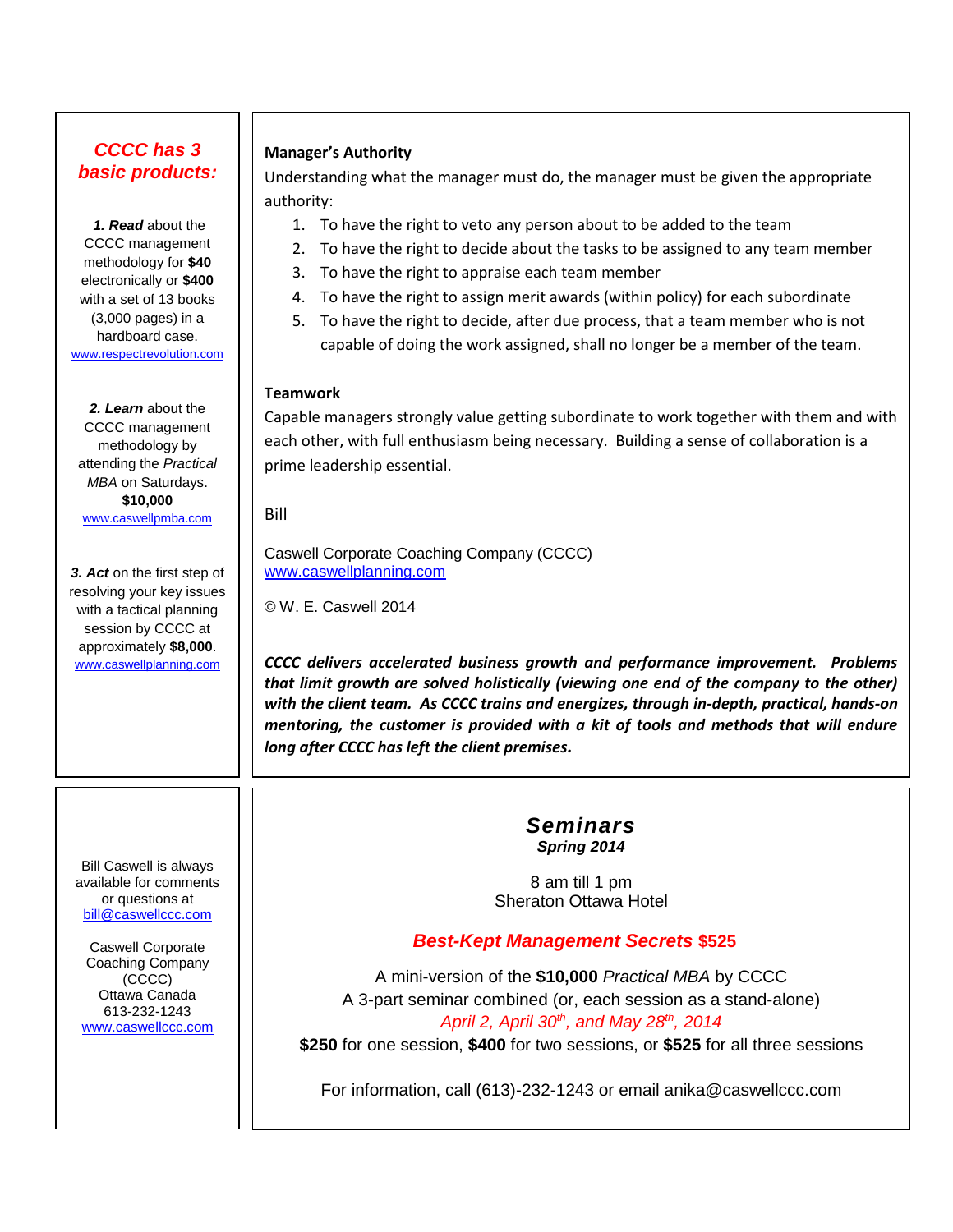**Manager's Authority**

Understanding what the manager must do, the manager must be given the appropriate authority:

1. To have the right to veto any person about to be added to the team
2. To have the right to decide about the tasks to be assigned to any team member
3. To have the right to appraise each team member
4. To have the right to assign merit awards (within policy) for each subordinate
5. To have the right to decide, after due process, that a team member who is not capable of doing the work assigned, shall no longer be a member of the team.

**Teamwork**

Capable managers strongly value getting subordinate to work together with them and with each other, with full enthusiasm being necessary. Building a sense of collaboration is a prime leadership essential.

Bill

Caswell Corporate Coaching Company (CCCC)
www.caswellplanning.com

© W. E. Caswell 2014

***CCCC delivers accelerated business growth and performance improvement. Problems that limit growth are solved holistically (viewing one end of the company to the other) with the client team. As CCCC trains and energizes, through in-depth, practical, hands-on mentoring, the customer is provided with a kit of tools and methods that will endure long after CCCC has left the client premises.***

***CCCC has 3 basic products:***

***1. Read*** about the CCCC management methodology for **$40** electronically or **$400** with a set of 13 books (3,000 pages) in a hardboard case.
www.respectrevolution.com

***2. Learn*** about the CCCC management methodology by attending the *Practical MBA* on Saturdays.
**$10,000**
www.caswellpmba.com

***3. Act*** on the first step of resolving your key issues with a tactical planning session by CCCC at approximately **$8,000**.
www.caswellplanning.com

## *Seminars*

***Spring 2014***

8 am till 1 pm
Sheraton Ottawa Hotel

***Best-Kept Management Secrets* $525**

A mini-version of the **$10,000** *Practical MBA* by CCCC
A 3-part seminar combined (or, each session as a stand-alone)
*April 2, April 30th, and May 28th, 2014*
**$250** for one session, **$400** for two sessions, or **$525** for all three sessions

For information, call (613)-232-1243 or email anika@caswellccc.com

Bill Caswell is always available for comments or questions at
bill@caswellccc.com

Caswell Corporate Coaching Company (CCCC)
Ottawa Canada
613-232-1243
www.caswellccc.com